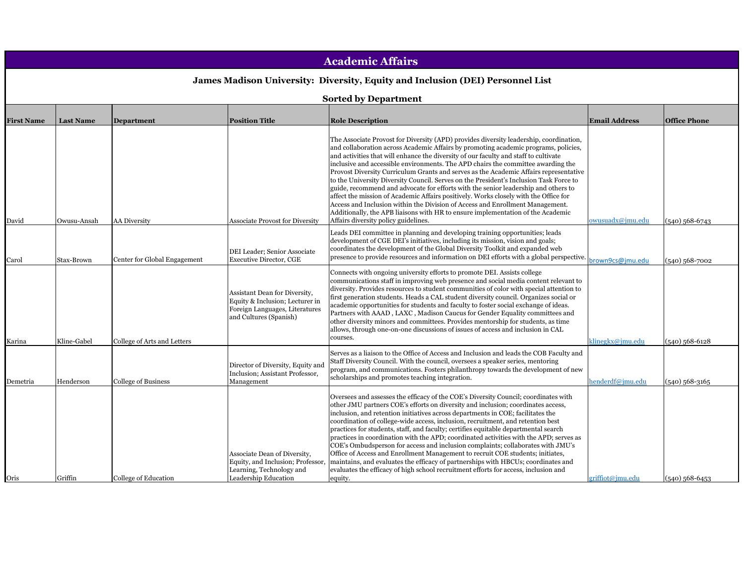# Academic Affairs

## James Madison University: Diversity, Equity and Inclusion (DEI) Personnel List

### Sorted by Department

| First Name | Last Name | Department | Position Title | Role Description | Email Address | Office Phone |
|---|---|---|---|---|---|---|
| David | Owusu-Ansah | AA Diversity | Associate Provost for Diversity | The Associate Provost for Diversity (APD) provides diversity leadership, coordination, and collaboration across Academic Affairs by promoting academic programs, policies, and activities that will enhance the diversity of our faculty and staff to cultivate inclusive and accessible environments. The APD chairs the committee awarding the Provost Diversity Curriculum Grants and serves as the Academic Affairs representative to the University Diversity Council. Serves on the President's Inclusion Task Force to guide, recommend and advocate for efforts with the senior leadership and others to affect the mission of Academic Affairs positively. Works closely with the Office for Access and Inclusion within the Division of Access and Enrollment Management. Additionally, the APB liaisons with HR to ensure implementation of the Academic Affairs diversity policy guidelines. | owusuadx@jmu.edu | (540) 568-6743 |
| Carol | Stax-Brown | Center for Global Engagement | DEI Leader; Senior Associate Executive Director, CGE | Leads DEI committee in planning and developing training opportunities; leads development of CGE DEI's initiatives, including its mission, vision and goals; coordinates the development of the Global Diversity Toolkit and expanded web presence to provide resources and information on DEI efforts with a global perspective. | brown9cs@jmu.edu | (540) 568-7002 |
| Karina | Kline-Gabel | College of Arts and Letters | Assistant Dean for Diversity, Equity & Inclusion; Lecturer in Foreign Languages, Literatures and Cultures (Spanish) | Connects with ongoing university efforts to promote DEI. Assists college communications staff in improving web presence and social media content relevant to diversity. Provides resources to student communities of color with special attention to first generation students. Heads a CAL student diversity council. Organizes social or academic opportunities for students and faculty to foster social exchange of ideas. Partners with AAAD , LAXC , Madison Caucus for Gender Equality committees and other diversity minors and committees. Provides mentorship for students, as time allows, through one-on-one discussions of issues of access and inclusion in CAL courses. | klinegkx@jmu.edu | (540) 568-6128 |
| Demetria | Henderson | College of Business | Director of Diversity, Equity and Inclusion; Assistant Professor, Management | Serves as a liaison to the Office of Access and Inclusion and leads the COB Faculty and Staff Diversity Council. With the council, oversees a speaker series, mentoring program, and communications. Fosters philanthropy towards the development of new scholarships and promotes teaching integration. | henderdf@jmu.edu | (540) 568-3165 |
| Oris | Griffin | College of Education | Associate Dean of Diversity, Equity, and Inclusion; Professor, Learning, Technology and Leadership Education | Oversees and assesses the efficacy of the COE's Diversity Council; coordinates with other JMU partners COE's efforts on diversity and inclusion; coordinates access, inclusion, and retention initiatives across departments in COE; facilitates the coordination of college-wide access, inclusion, recruitment, and retention best practices for students, staff, and faculty; certifies equitable departmental search practices in coordination with the APD; coordinated activities with the APD; serves as COE's Ombudsperson for access and inclusion complaints; collaborates with JMU's Office of Access and Enrollment Management to recruit COE students; initiates, maintains, and evaluates the efficacy of partnerships with HBCUs; coordinates and evaluates the efficacy of high school recruitment efforts for access, inclusion and equity. | griffiot@jmu.edu | (540) 568-6453 |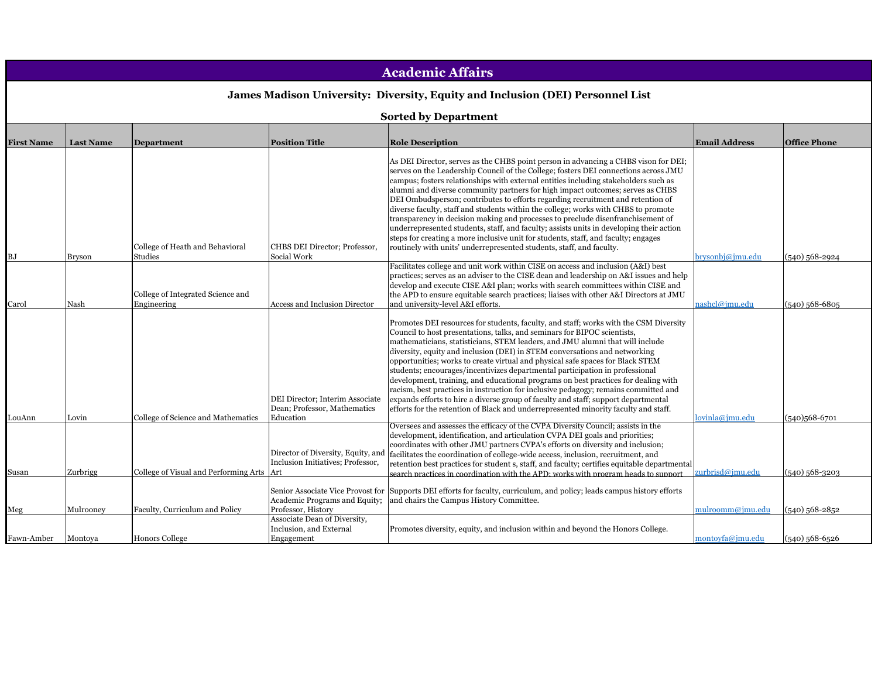# Academic Affairs

## James Madison University: Diversity, Equity and Inclusion (DEI) Personnel List

### Sorted by Department

| First Name | Last Name | Department | Position Title | Role Description | Email Address | Office Phone |
|---|---|---|---|---|---|---|
| BJ | Bryson | College of Heath and Behavioral Studies | CHBS DEI Director; Professor, Social Work | As DEI Director, serves as the CHBS point person in advancing a CHBS vison for DEI; serves on the Leadership Council of the College; fosters DEI connections across JMU campus; fosters relationships with external entities including stakeholders such as alumni and diverse community partners for high impact outcomes; serves as CHBS DEI Ombudsperson; contributes to efforts regarding recruitment and retention of diverse faculty, staff and students within the college; works with CHBS to promote transparency in decision making and processes to preclude disenfranchisement of underrepresented students, staff, and faculty; assists units in developing their action steps for creating a more inclusive unit for students, staff, and faculty; engages routinely with units' underrepresented students, staff, and faculty. | brysonbj@jmu.edu | (540) 568-2924 |
| Carol | Nash | College of Integrated Science and Engineering | Access and Inclusion Director | Facilitates college and unit work within CISE on access and inclusion (A&I) best practices; serves as an adviser to the CISE dean and leadership on A&I issues and help develop and execute CISE A&I plan; works with search committees within CISE and the APD to ensure equitable search practices; liaises with other A&I Directors at JMU and university-level A&I efforts. | nashcl@jmu.edu | (540) 568-6805 |
| LouAnn | Lovin | College of Science and Mathematics | DEI Director; Interim Associate Dean; Professor, Mathematics Education | Promotes DEI resources for students, faculty, and staff; works with the CSM Diversity Council to host presentations, talks, and seminars for BIPOC scientists, mathematicians, statisticians, STEM leaders, and JMU alumni that will include diversity, equity and inclusion (DEI) in STEM conversations and networking opportunities; works to create virtual and physical safe spaces for Black STEM students; encourages/incentivizes departmental participation in professional development, training, and educational programs on best practices for dealing with racism, best practices in instruction for inclusive pedagogy; remains committed and expands efforts to hire a diverse group of faculty and staff; support departmental efforts for the retention of Black and underrepresented minority faculty and staff. | lovinla@jmu.edu | (540)568-6701 |
| Susan | Zurbrigg | College of Visual and Performing Arts | Director of Diversity, Equity, and Inclusion Initiatives; Professor, Art | Oversees and assesses the efficacy of the CVPA Diversity Council; assists in the development, identification, and articulation CVPA DEI goals and priorities; coordinates with other JMU partners CVPA's efforts on diversity and inclusion; facilitates the coordination of college-wide access, inclusion, recruitment, and retention best practices for student s, staff, and faculty; certifies equitable departmental search practices in coordination with the APD; works with program heads to support | zurbrisd@jmu.edu | (540) 568-3203 |
| Meg | Mulrooney | Faculty, Curriculum and Policy | Senior Associate Vice Provost for Academic Programs and Equity; Professor, History | Supports DEI efforts for faculty, curriculum, and policy; leads campus history efforts and chairs the Campus History Committee. | mulroomm@jmu.edu | (540) 568-2852 |
| Fawn-Amber | Montoya | Honors College | Associate Dean of Diversity, Inclusion, and External Engagement | Promotes diversity, equity, and inclusion within and beyond the Honors College. | montoyfa@jmu.edu | (540) 568-6526 |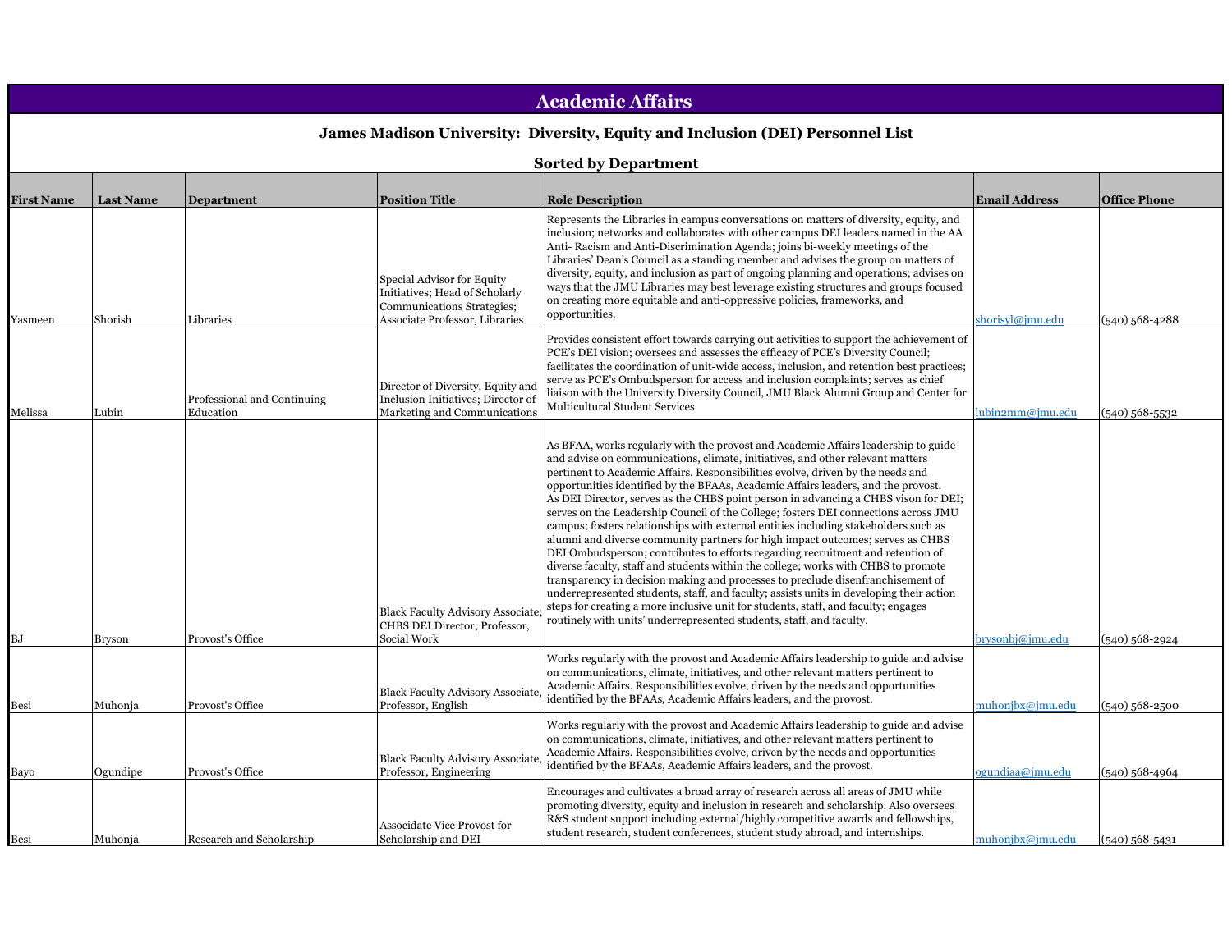## Academic Affairs

### James Madison University: Diversity, Equity and Inclusion (DEI) Personnel List

### Sorted by Department

| First Name | Last Name | Department | Position Title | Role Description | Email Address | Office Phone |
|---|---|---|---|---|---|---|
| Yasmeen | Shorish | Libraries | Special Advisor for Equity Initiatives; Head of Scholarly Communications Strategies; Associate Professor, Libraries | Represents the Libraries in campus conversations on matters of diversity, equity, and inclusion; networks and collaborates with other campus DEI leaders named in the AA Anti- Racism and Anti-Discrimination Agenda; joins bi-weekly meetings of the Libraries' Dean's Council as a standing member and advises the group on matters of diversity, equity, and inclusion as part of ongoing planning and operations; advises on ways that the JMU Libraries may best leverage existing structures and groups focused on creating more equitable and anti-oppressive policies, frameworks, and opportunities. | shorisyl@jmu.edu | (540) 568-4288 |
| Melissa | Lubin | Professional and Continuing Education | Director of Diversity, Equity and Inclusion Initiatives; Director of Marketing and Communications | Provides consistent effort towards carrying out activities to support the achievement of PCE's DEI vision; oversees and assesses the efficacy of PCE's Diversity Council; facilitates the coordination of unit-wide access, inclusion, and retention best practices; serve as PCE's Ombudsperson for access and inclusion complaints; serves as chief liaison with the University Diversity Council, JMU Black Alumni Group and Center for Multicultural Student Services | lubin2mm@jmu.edu | (540) 568-5532 |
| BJ | Bryson | Provost's Office | Black Faculty Advisory Associate; CHBS DEI Director; Professor, Social Work | As BFAA, works regularly with the provost and Academic Affairs leadership to guide and advise on communications, climate, initiatives, and other relevant matters pertinent to Academic Affairs. Responsibilities evolve, driven by the needs and opportunities identified by the BFAAs, Academic Affairs leaders, and the provost. As DEI Director, serves as the CHBS point person in advancing a CHBS vison for DEI; serves on the Leadership Council of the College; fosters DEI connections across JMU campus; fosters relationships with external entities including stakeholders such as alumni and diverse community partners for high impact outcomes; serves as CHBS DEI Ombudsperson; contributes to efforts regarding recruitment and retention of diverse faculty, staff and students within the college; works with CHBS to promote transparency in decision making and processes to preclude disenfranchisement of underrepresented students, staff, and faculty; assists units in developing their action steps for creating a more inclusive unit for students, staff, and faculty; engages routinely with units' underrepresented students, staff, and faculty. | brysonbj@jmu.edu | (540) 568-2924 |
| Besi | Muhonja | Provost's Office | Black Faculty Advisory Associate, Professor, English | Works regularly with the provost and Academic Affairs leadership to guide and advise on communications, climate, initiatives, and other relevant matters pertinent to Academic Affairs. Responsibilities evolve, driven by the needs and opportunities identified by the BFAAs, Academic Affairs leaders, and the provost. | muhonjbx@jmu.edu | (540) 568-2500 |
| Bayo | Ogundipe | Provost's Office | Black Faculty Advisory Associate, Professor, Engineering | Works regularly with the provost and Academic Affairs leadership to guide and advise on communications, climate, initiatives, and other relevant matters pertinent to Academic Affairs. Responsibilities evolve, driven by the needs and opportunities identified by the BFAAs, Academic Affairs leaders, and the provost. | ogundiaa@jmu.edu | (540) 568-4964 |
| Besi | Muhonja | Research and Scholarship | Associdate Vice Provost for Scholarship and DEI | Encourages and cultivates a broad array of research across all areas of JMU while promoting diversity, equity and inclusion in research and scholarship. Also oversees R&S student support including external/highly competitive awards and fellowships, student research, student conferences, student study abroad, and internships. | muhonjbx@jmu.edu | (540) 568-5431 |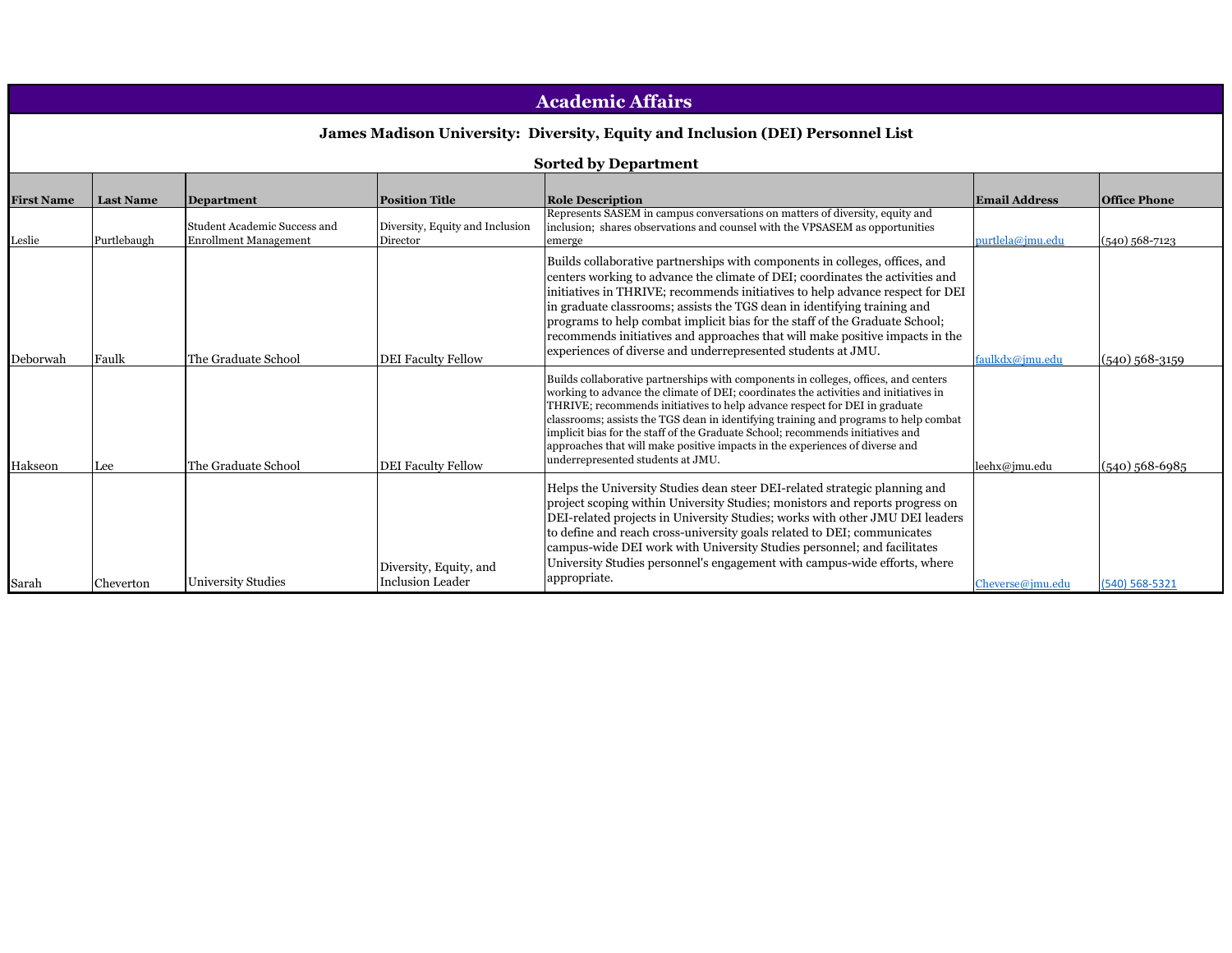# Academic Affairs

## James Madison University: Diversity, Equity and Inclusion (DEI) Personnel List

### Sorted by Department

| First Name | Last Name | Department | Position Title | Role Description | Email Address | Office Phone |
|---|---|---|---|---|---|---|
| Leslie | Purtlebaugh | Student Academic Success and Enrollment Management | Diversity, Equity and Inclusion Director | Represents SASEM in campus conversations on matters of diversity, equity and inclusion; shares observations and counsel with the VPSASEM as opportunities emerge | purtlela@jmu.edu | (540) 568-7123 |
| Deborwah | Faulk | The Graduate School | DEI Faculty Fellow | Builds collaborative partnerships with components in colleges, offices, and centers working to advance the climate of DEI; coordinates the activities and initiatives in THRIVE; recommends initiatives to help advance respect for DEI in graduate classrooms; assists the TGS dean in identifying training and programs to help combat implicit bias for the staff of the Graduate School; recommends initiatives and approaches that will make positive impacts in the experiences of diverse and underrepresented students at JMU. | faulkdx@jmu.edu | (540) 568-3159 |
| Hakseon | Lee | The Graduate School | DEI Faculty Fellow | Builds collaborative partnerships with components in colleges, offices, and centers working to advance the climate of DEI; coordinates the activities and initiatives in THRIVE; recommends initiatives to help advance respect for DEI in graduate classrooms; assists the TGS dean in identifying training and programs to help combat implicit bias for the staff of the Graduate School; recommends initiatives and approaches that will make positive impacts in the experiences of diverse and underrepresented students at JMU. | leehx@jmu.edu | (540) 568-6985 |
| Sarah | Cheverton | University Studies | Diversity, Equity, and Inclusion Leader | Helps the University Studies dean steer DEI-related strategic planning and project scoping within University Studies; monitors and reports progress on DEI-related projects in University Studies; works with other JMU DEI leaders to define and reach cross-university goals related to DEI; communicates campus-wide DEI work with University Studies personnel; and facilitates University Studies personnel's engagement with campus-wide efforts, where appropriate. | Cheverse@jmu.edu | (540) 568-5321 |